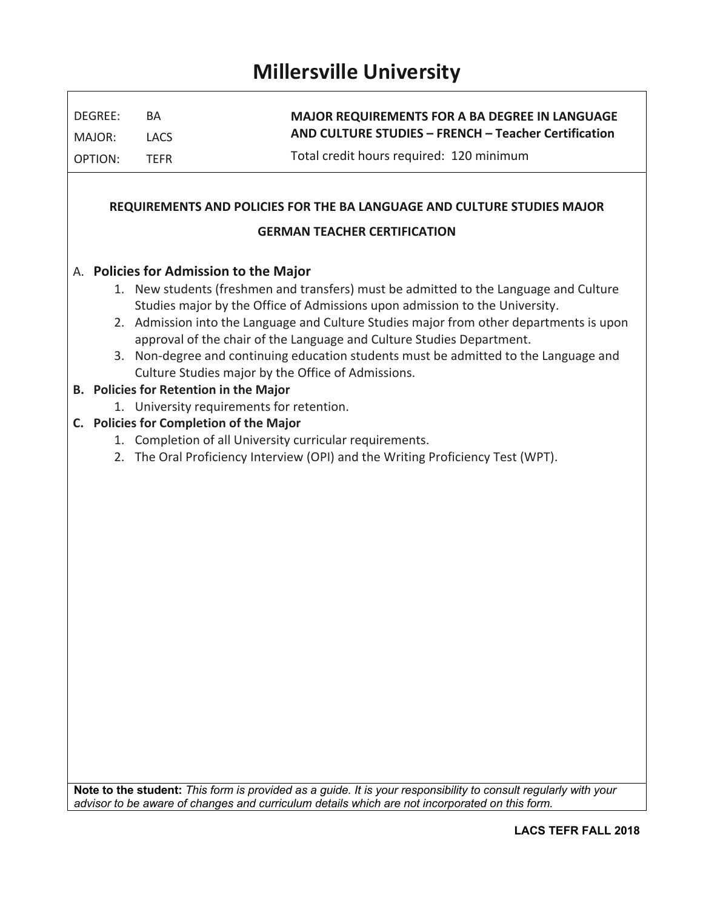# Millersville University

| | | |
|---|---|---|
| DEGREE: | BA | **MAJOR REQUIREMENTS FOR A BA DEGREE IN LANGUAGE AND CULTURE STUDIES – FRENCH – Teacher Certification** |
| MAJOR: | LACS | Total credit hours required: 120 minimum |
| OPTION: | TEFR | |

## REQUIREMENTS AND POLICIES FOR THE BA LANGUAGE AND CULTURE STUDIES MAJOR

## GERMAN TEACHER CERTIFICATION

A. **Policies for Admission to the Major**

1. New students (freshmen and transfers) must be admitted to the Language and Culture Studies major by the Office of Admissions upon admission to the University.
2. Admission into the Language and Culture Studies major from other departments is upon approval of the chair of the Language and Culture Studies Department.
3. Non-degree and continuing education students must be admitted to the Language and Culture Studies major by the Office of Admissions.

**B. Policies for Retention in the Major**

1. University requirements for retention.

**C. Policies for Completion of the Major**

1. Completion of all University curricular requirements.
2. The Oral Proficiency Interview (OPI) and the Writing Proficiency Test (WPT).

**Note to the student:** *This form is provided as a guide. It is your responsibility to consult regularly with your advisor to be aware of changes and curriculum details which are not incorporated on this form.*

**LACS TEFR FALL 2018**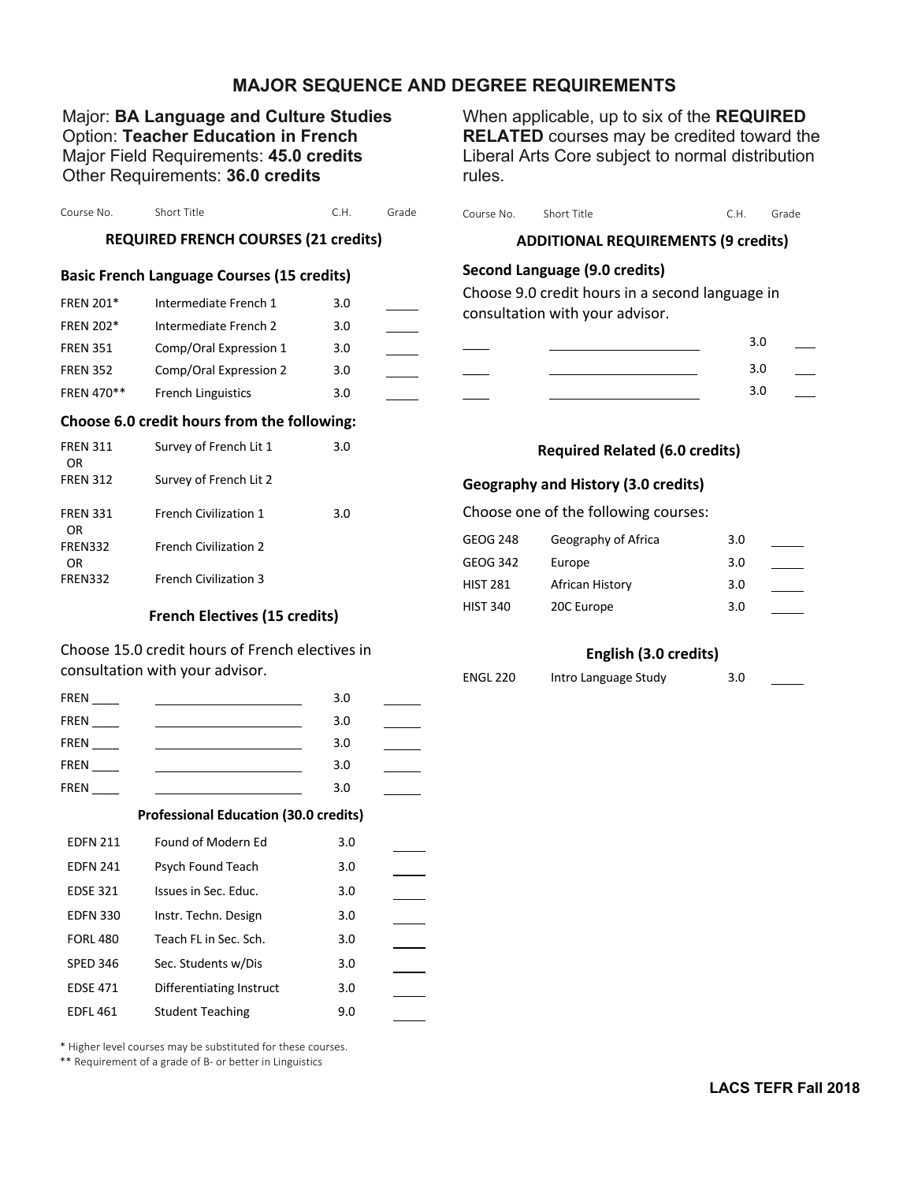# MAJOR SEQUENCE AND DEGREE REQUIREMENTS

Major: **BA Language and Culture Studies**
Option: **Teacher Education in French**
Major Field Requirements: **45.0 credits**
Other Requirements: **36.0 credits**

## REQUIRED FRENCH COURSES (21 credits)

### Basic French Language Courses (15 credits)

| Course No. | Short Title | C.H. | Grade |
|---|---|---|---|
| FREN 201* | Intermediate French 1 | 3.0 | ____ |
| FREN 202* | Intermediate French 2 | 3.0 | ____ |
| FREN 351 | Comp/Oral Expression 1 | 3.0 | ____ |
| FREN 352 | Comp/Oral Expression 2 | 3.0 | ____ |
| FREN 470** | French Linguistics | 3.0 | ____ |

### Choose 6.0 credit hours from the following:

| Course No. | Short Title | C.H. | Grade |
|---|---|---|---|
| FREN 311 OR | Survey of French Lit 1 | 3.0 | |
| FREN 312 | Survey of French Lit 2 | | |
| FREN 331 OR | French Civilization 1 | 3.0 | |
| FREN332 OR | French Civilization 2 | | |
| FREN332 | French Civilization 3 | | |

### French Electives (15 credits)

Choose 15.0 credit hours of French electives in consultation with your advisor.

| Course No. | Short Title | C.H. | Grade |
|---|---|---|---|
| FREN ____ | ____________ | 3.0 | ____ |
| FREN ____ | ____________ | 3.0 | ____ |
| FREN ____ | ____________ | 3.0 | ____ |
| FREN ____ | ____________ | 3.0 | ____ |
| FREN ____ | ____________ | 3.0 | ____ |

### Professional Education (30.0 credits)

| Course No. | Short Title | C.H. | Grade |
|---|---|---|---|
| EDFN 211 | Found of Modern Ed | 3.0 | ____ |
| EDFN 241 | Psych Found Teach | 3.0 | ____ |
| EDSE 321 | Issues in Sec. Educ. | 3.0 | ____ |
| EDFN 330 | Instr. Techn. Design | 3.0 | ____ |
| FORL 480 | Teach FL in Sec. Sch. | 3.0 | ____ |
| SPED 346 | Sec. Students w/Dis | 3.0 | ____ |
| EDSE 471 | Differentiating Instruct | 3.0 | ____ |
| EDFL 461 | Student Teaching | 9.0 | ____ |

\* Higher level courses may be substituted for these courses.
\*\* Requirement of a grade of B- or better in Linguistics

When applicable, up to six of the **REQUIRED RELATED** courses may be credited toward the Liberal Arts Core subject to normal distribution rules.

## ADDITIONAL REQUIREMENTS (9 credits)

### Second Language (9.0 credits)

Choose 9.0 credit hours in a second language in consultation with your advisor.

| Course No. | Short Title | C.H. | Grade |
|---|---|---|---|
| ____ | ____________ | 3.0 | ____ |
| ____ | ____________ | 3.0 | ____ |
| ____ | ____________ | 3.0 | ____ |

## Required Related (6.0 credits)

### Geography and History (3.0 credits)

Choose one of the following courses:

| Course No. | Short Title | C.H. | Grade |
|---|---|---|---|
| GEOG 248 | Geography of Africa | 3.0 | ____ |
| GEOG 342 | Europe | 3.0 | ____ |
| HIST 281 | African History | 3.0 | ____ |
| HIST 340 | 20C Europe | 3.0 | ____ |

### English (3.0 credits)

| Course No. | Short Title | C.H. | Grade |
|---|---|---|---|
| ENGL 220 | Intro Language Study | 3.0 | ____ |

LACS TEFR Fall 2018